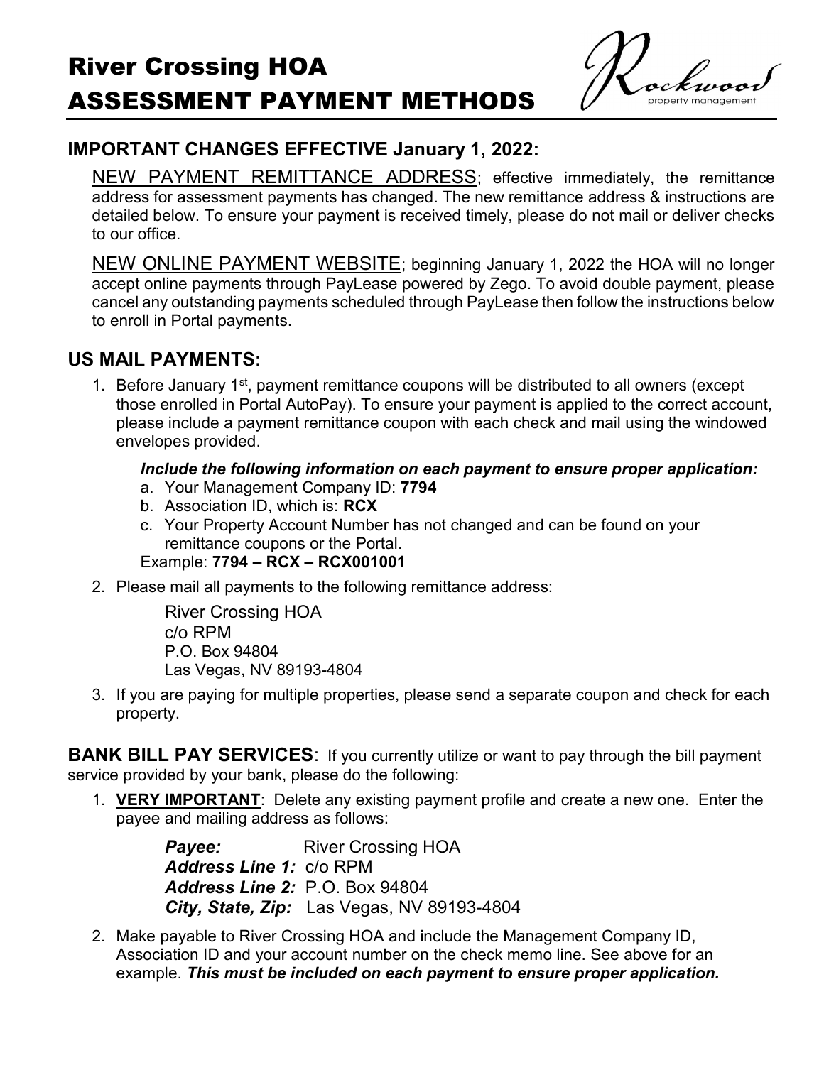# River Crossing HOA
# ASSESSMENT PAYMENT METHODS

Rockwood property management

## IMPORTANT CHANGES EFFECTIVE January 1, 2022:

NEW PAYMENT REMITTANCE ADDRESS; effective immediately, the remittance address for assessment payments has changed. The new remittance address & instructions are detailed below. To ensure your payment is received timely, please do not mail or deliver checks to our office.

NEW ONLINE PAYMENT WEBSITE; beginning January 1, 2022 the HOA will no longer accept online payments through PayLease powered by Zego. To avoid double payment, please cancel any outstanding payments scheduled through PayLease then follow the instructions below to enroll in Portal payments.

## US MAIL PAYMENTS:

1. Before January 1st, payment remittance coupons will be distributed to all owners (except those enrolled in Portal AutoPay). To ensure your payment is applied to the correct account, please include a payment remittance coupon with each check and mail using the windowed envelopes provided.

   ***Include the following information on each payment to ensure proper application:***

   a. Your Management Company ID: **7794**
   b. Association ID, which is: **RCX**
   c. Your Property Account Number has not changed and can be found on your remittance coupons or the Portal.

   Example: **7794 – RCX – RCX001001**

2. Please mail all payments to the following remittance address:

   River Crossing HOA
   c/o RPM
   P.O. Box 94804
   Las Vegas, NV 89193-4804

3. If you are paying for multiple properties, please send a separate coupon and check for each property.

**BANK BILL PAY SERVICES**: If you currently utilize or want to pay through the bill payment service provided by your bank, please do the following:

1. **VERY IMPORTANT**: Delete any existing payment profile and create a new one. Enter the payee and mailing address as follows:

   ***Payee:*** River Crossing HOA
   ***Address Line 1:*** c/o RPM
   ***Address Line 2:*** P.O. Box 94804
   ***City, State, Zip:*** Las Vegas, NV 89193-4804

2. Make payable to River Crossing HOA and include the Management Company ID, Association ID and your account number on the check memo line. See above for an example. ***This must be included on each payment to ensure proper application.***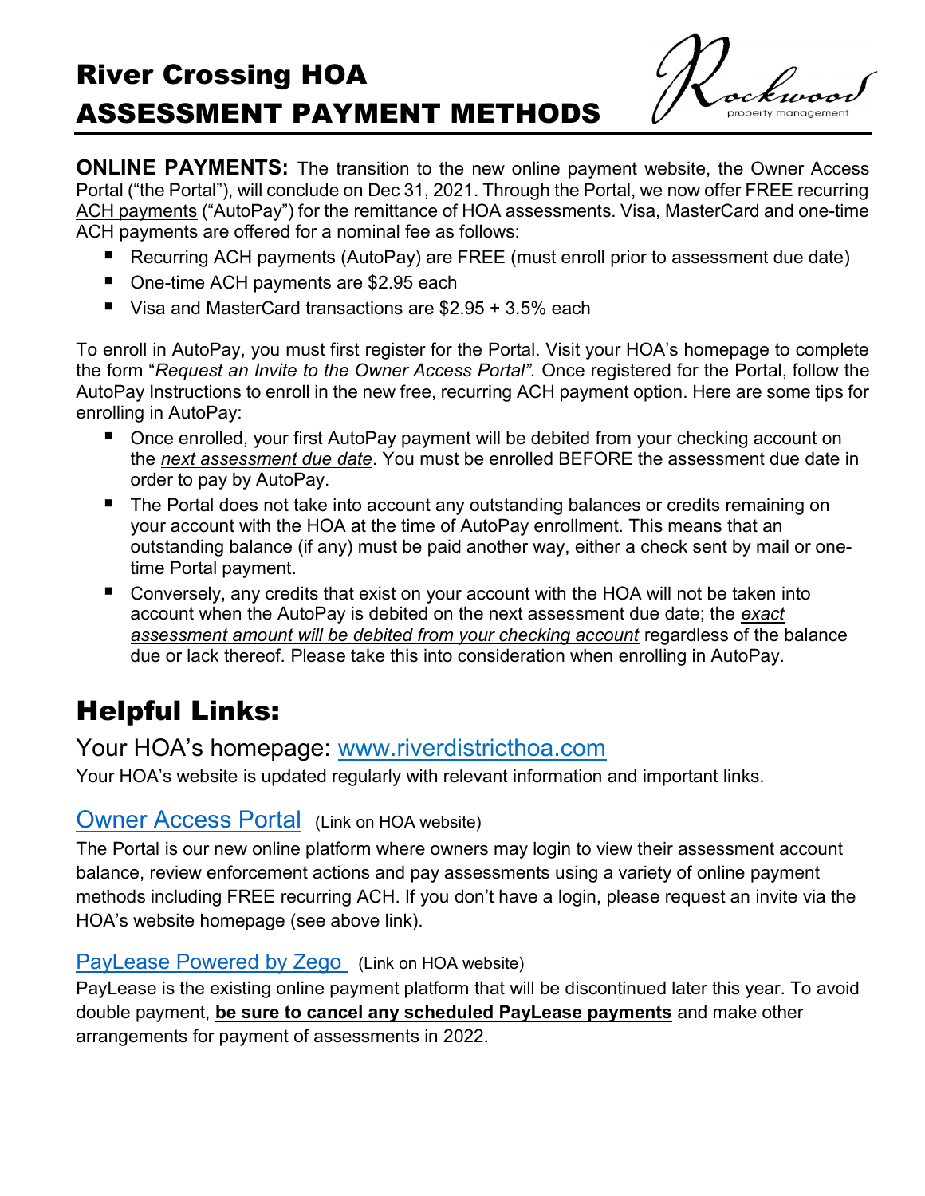# River Crossing HOA
# ASSESSMENT PAYMENT METHODS

**ONLINE PAYMENTS:** The transition to the new online payment website, the Owner Access Portal ("the Portal"), will conclude on Dec 31, 2021. Through the Portal, we now offer FREE recurring ACH payments ("AutoPay") for the remittance of HOA assessments. Visa, MasterCard and one-time ACH payments are offered for a nominal fee as follows:

- Recurring ACH payments (AutoPay) are FREE (must enroll prior to assessment due date)
- One-time ACH payments are $2.95 each
- Visa and MasterCard transactions are $2.95 + 3.5% each

To enroll in AutoPay, you must first register for the Portal. Visit your HOA's homepage to complete the form "*Request an Invite to the Owner Access Portal".* Once registered for the Portal, follow the AutoPay Instructions to enroll in the new free, recurring ACH payment option. Here are some tips for enrolling in AutoPay:

- Once enrolled, your first AutoPay payment will be debited from your checking account on the *next assessment due date*. You must be enrolled BEFORE the assessment due date in order to pay by AutoPay.
- The Portal does not take into account any outstanding balances or credits remaining on your account with the HOA at the time of AutoPay enrollment. This means that an outstanding balance (if any) must be paid another way, either a check sent by mail or one-time Portal payment.
- Conversely, any credits that exist on your account with the HOA will not be taken into account when the AutoPay is debited on the next assessment due date; the *exact assessment amount will be debited from your checking account* regardless of the balance due or lack thereof. Please take this into consideration when enrolling in AutoPay.

# Helpful Links:

## Your HOA's homepage: www.riverdistricthoa.com

Your HOA's website is updated regularly with relevant information and important links.

### Owner Access Portal (Link on HOA website)

The Portal is our new online platform where owners may login to view their assessment account balance, review enforcement actions and pay assessments using a variety of online payment methods including FREE recurring ACH. If you don't have a login, please request an invite via the HOA's website homepage (see above link).

### PayLease Powered by Zego (Link on HOA website)

PayLease is the existing online payment platform that will be discontinued later this year. To avoid double payment, **be sure to cancel any scheduled PayLease payments** and make other arrangements for payment of assessments in 2022.